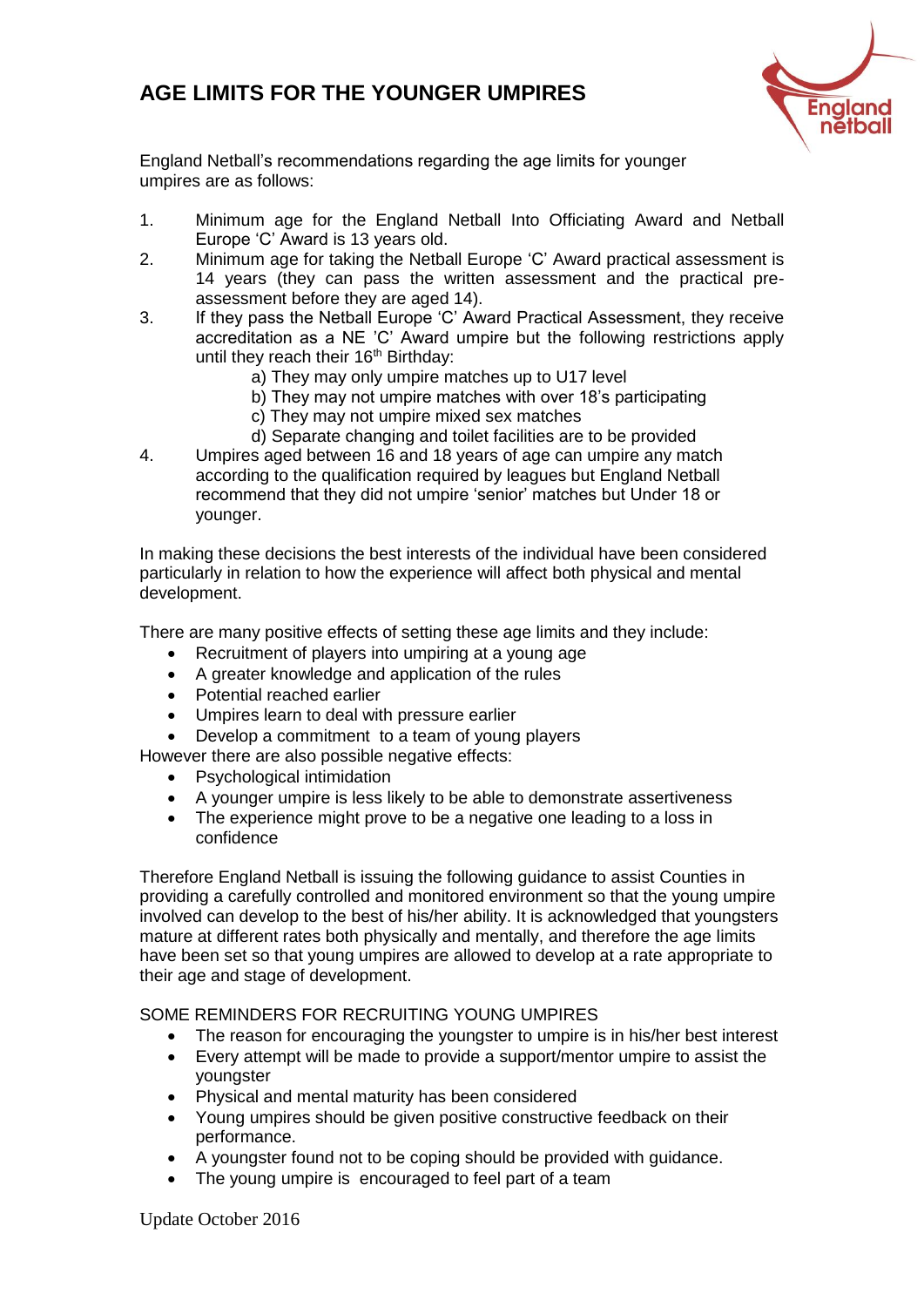# AGE LIMITS FOR THE YOUNGER UMPIRES

England Netball's recommendations regarding the age limits for younger umpires are as follows:

1. Minimum age for the England Netball Into Officiating Award and Netball Europe 'C' Award is 13 years old.
2. Minimum age for taking the Netball Europe 'C' Award practical assessment is 14 years (they can pass the written assessment and the practical pre-assessment before they are aged 14).
3. If they pass the Netball Europe 'C' Award Practical Assessment, they receive accreditation as a NE 'C' Award umpire but the following restrictions apply until they reach their 16th Birthday:
   a) They may only umpire matches up to U17 level
   b) They may not umpire matches with over 18's participating
   c) They may not umpire mixed sex matches
   d) Separate changing and toilet facilities are to be provided
4. Umpires aged between 16 and 18 years of age can umpire any match according to the qualification required by leagues but England Netball recommend that they did not umpire 'senior' matches but Under 18 or younger.

In making these decisions the best interests of the individual have been considered particularly in relation to how the experience will affect both physical and mental development.

There are many positive effects of setting these age limits and they include:

- Recruitment of players into umpiring at a young age
- A greater knowledge and application of the rules
- Potential reached earlier
- Umpires learn to deal with pressure earlier
- Develop a commitment to a team of young players

However there are also possible negative effects:

- Psychological intimidation
- A younger umpire is less likely to be able to demonstrate assertiveness
- The experience might prove to be a negative one leading to a loss in confidence

Therefore England Netball is issuing the following guidance to assist Counties in providing a carefully controlled and monitored environment so that the young umpire involved can develop to the best of his/her ability. It is acknowledged that youngsters mature at different rates both physically and mentally, and therefore the age limits have been set so that young umpires are allowed to develop at a rate appropriate to their age and stage of development.

SOME REMINDERS FOR RECRUITING YOUNG UMPIRES

- The reason for encouraging the youngster to umpire is in his/her best interest
- Every attempt will be made to provide a support/mentor umpire to assist the youngster
- Physical and mental maturity has been considered
- Young umpires should be given positive constructive feedback on their performance.
- A youngster found not to be coping should be provided with guidance.
- The young umpire is encouraged to feel part of a team

Update October 2016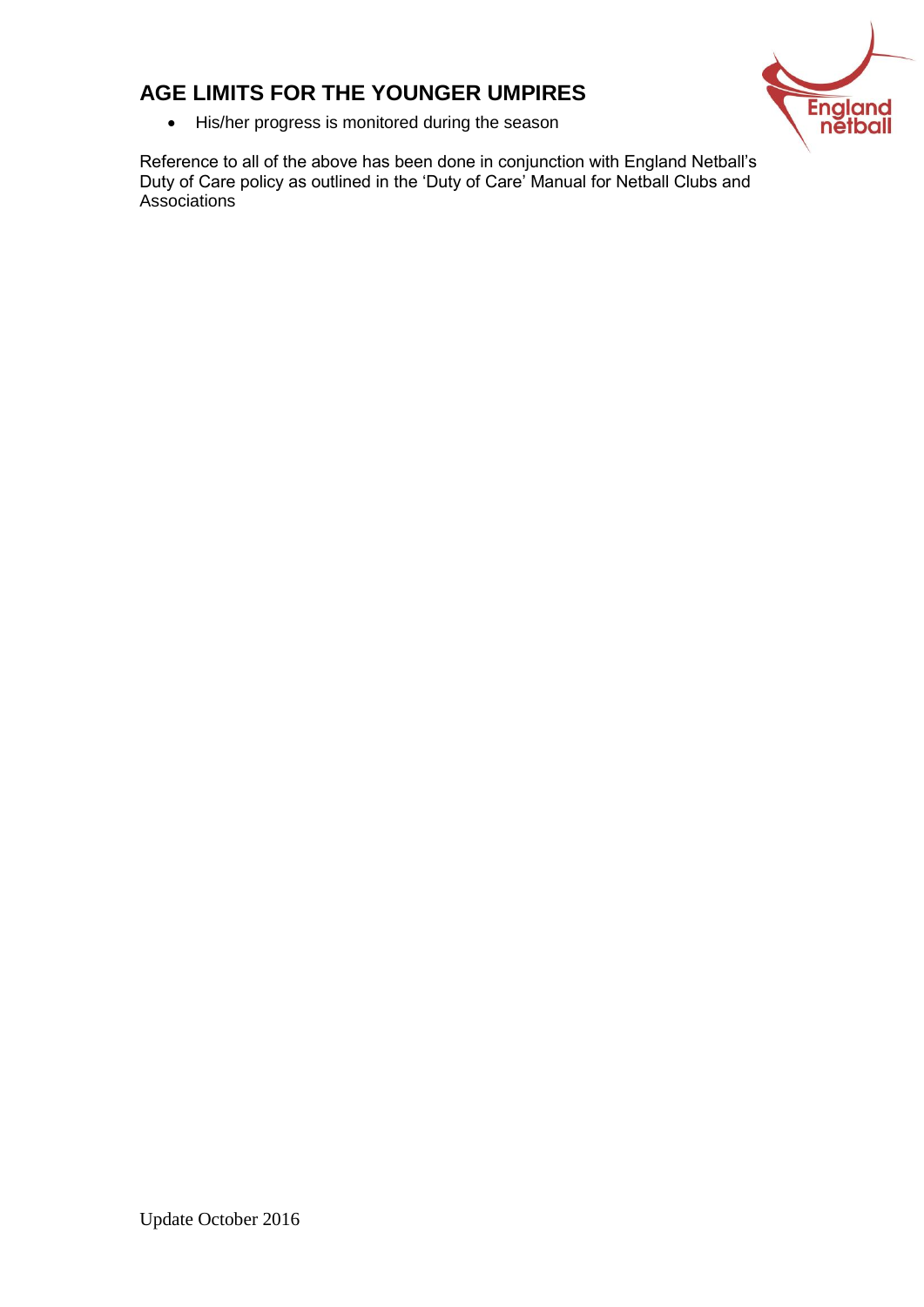## AGE LIMITS FOR THE YOUNGER UMPIRES

- His/her progress is monitored during the season

Reference to all of the above has been done in conjunction with England Netball's Duty of Care policy as outlined in the 'Duty of Care' Manual for Netball Clubs and Associations

Update October 2016